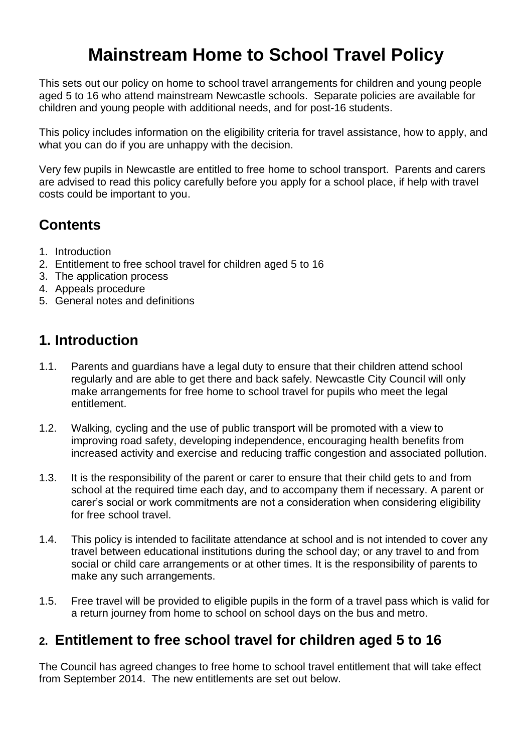# Mainstream Home to School Travel Policy

This sets out our policy on home to school travel arrangements for children and young people aged 5 to 16 who attend mainstream Newcastle schools. Separate policies are available for children and young people with additional needs, and for post-16 students.

This policy includes information on the eligibility criteria for travel assistance, how to apply, and what you can do if you are unhappy with the decision.

Very few pupils in Newcastle are entitled to free home to school transport. Parents and carers are advised to read this policy carefully before you apply for a school place, if help with travel costs could be important to you.

## Contents

1. Introduction
2. Entitlement to free school travel for children aged 5 to 16
3. The application process
4. Appeals procedure
5. General notes and definitions

## 1. Introduction

1.1. Parents and guardians have a legal duty to ensure that their children attend school regularly and are able to get there and back safely. Newcastle City Council will only make arrangements for free home to school travel for pupils who meet the legal entitlement.

1.2. Walking, cycling and the use of public transport will be promoted with a view to improving road safety, developing independence, encouraging health benefits from increased activity and exercise and reducing traffic congestion and associated pollution.

1.3. It is the responsibility of the parent or carer to ensure that their child gets to and from school at the required time each day, and to accompany them if necessary. A parent or carer's social or work commitments are not a consideration when considering eligibility for free school travel.

1.4. This policy is intended to facilitate attendance at school and is not intended to cover any travel between educational institutions during the school day; or any travel to and from social or child care arrangements or at other times. It is the responsibility of parents to make any such arrangements.

1.5. Free travel will be provided to eligible pupils in the form of a travel pass which is valid for a return journey from home to school on school days on the bus and metro.

## 2. Entitlement to free school travel for children aged 5 to 16

The Council has agreed changes to free home to school travel entitlement that will take effect from September 2014. The new entitlements are set out below.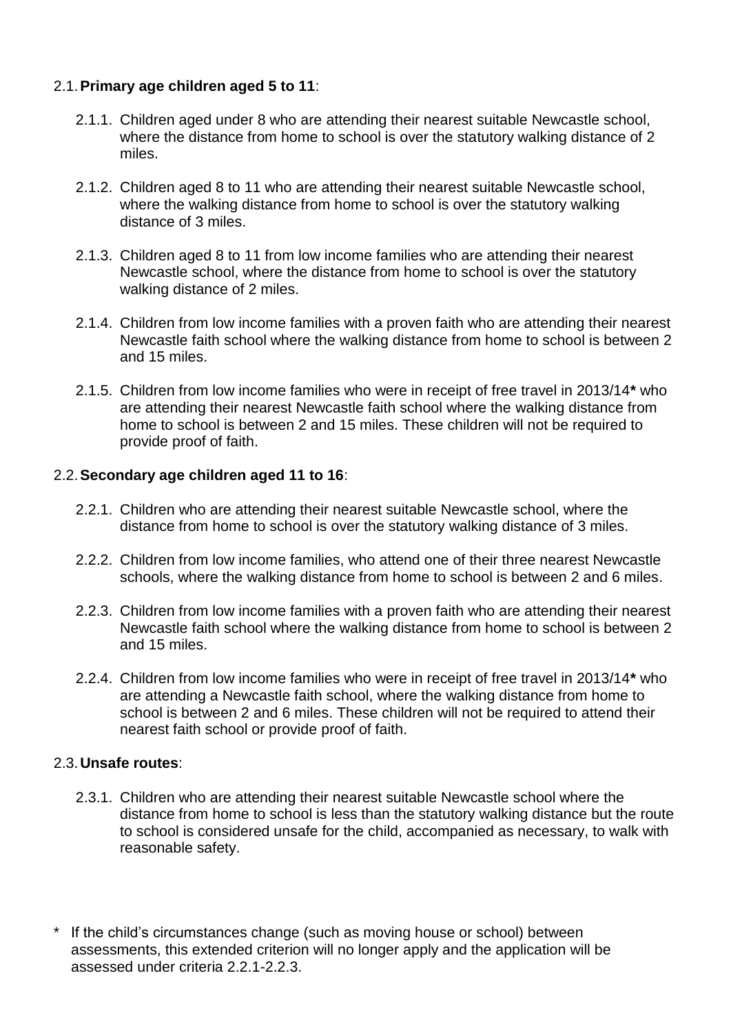2.1. **Primary age children aged 5 to 11**:

2.1.1. Children aged under 8 who are attending their nearest suitable Newcastle school, where the distance from home to school is over the statutory walking distance of 2 miles.

2.1.2. Children aged 8 to 11 who are attending their nearest suitable Newcastle school, where the walking distance from home to school is over the statutory walking distance of 3 miles.

2.1.3. Children aged 8 to 11 from low income families who are attending their nearest Newcastle school, where the distance from home to school is over the statutory walking distance of 2 miles.

2.1.4. Children from low income families with a proven faith who are attending their nearest Newcastle faith school where the walking distance from home to school is between 2 and 15 miles.

2.1.5. Children from low income families who were in receipt of free travel in 2013/14**\*** who are attending their nearest Newcastle faith school where the walking distance from home to school is between 2 and 15 miles. These children will not be required to provide proof of faith.

2.2. **Secondary age children aged 11 to 16**:

2.2.1. Children who are attending their nearest suitable Newcastle school, where the distance from home to school is over the statutory walking distance of 3 miles.

2.2.2. Children from low income families, who attend one of their three nearest Newcastle schools, where the walking distance from home to school is between 2 and 6 miles.

2.2.3. Children from low income families with a proven faith who are attending their nearest Newcastle faith school where the walking distance from home to school is between 2 and 15 miles.

2.2.4. Children from low income families who were in receipt of free travel in 2013/14**\*** who are attending a Newcastle faith school, where the walking distance from home to school is between 2 and 6 miles. These children will not be required to attend their nearest faith school or provide proof of faith.

2.3. **Unsafe routes**:

2.3.1. Children who are attending their nearest suitable Newcastle school where the distance from home to school is less than the statutory walking distance but the route to school is considered unsafe for the child, accompanied as necessary, to walk with reasonable safety.

\* If the child's circumstances change (such as moving house or school) between assessments, this extended criterion will no longer apply and the application will be assessed under criteria 2.2.1-2.2.3.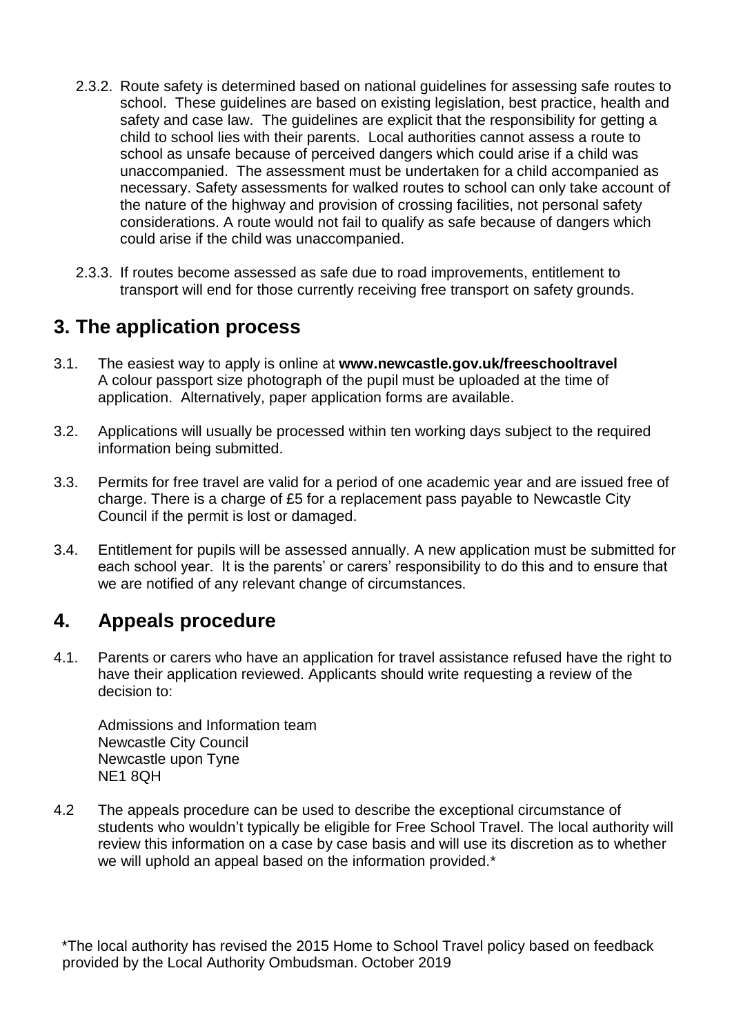2.3.2. Route safety is determined based on national guidelines for assessing safe routes to school. These guidelines are based on existing legislation, best practice, health and safety and case law. The guidelines are explicit that the responsibility for getting a child to school lies with their parents. Local authorities cannot assess a route to school as unsafe because of perceived dangers which could arise if a child was unaccompanied. The assessment must be undertaken for a child accompanied as necessary. Safety assessments for walked routes to school can only take account of the nature of the highway and provision of crossing facilities, not personal safety considerations. A route would not fail to qualify as safe because of dangers which could arise if the child was unaccompanied.

2.3.3. If routes become assessed as safe due to road improvements, entitlement to transport will end for those currently receiving free transport on safety grounds.

## 3. The application process

3.1. The easiest way to apply is online at **www.newcastle.gov.uk/freeschooltravel** A colour passport size photograph of the pupil must be uploaded at the time of application. Alternatively, paper application forms are available.

3.2. Applications will usually be processed within ten working days subject to the required information being submitted.

3.3. Permits for free travel are valid for a period of one academic year and are issued free of charge. There is a charge of £5 for a replacement pass payable to Newcastle City Council if the permit is lost or damaged.

3.4. Entitlement for pupils will be assessed annually. A new application must be submitted for each school year. It is the parents' or carers' responsibility to do this and to ensure that we are notified of any relevant change of circumstances.

## 4. Appeals procedure

4.1. Parents or carers who have an application for travel assistance refused have the right to have their application reviewed. Applicants should write requesting a review of the decision to:

Admissions and Information team
Newcastle City Council
Newcastle upon Tyne
NE1 8QH

4.2 The appeals procedure can be used to describe the exceptional circumstance of students who wouldn't typically be eligible for Free School Travel. The local authority will review this information on a case by case basis and will use its discretion as to whether we will uphold an appeal based on the information provided.*

*The local authority has revised the 2015 Home to School Travel policy based on feedback provided by the Local Authority Ombudsman. October 2019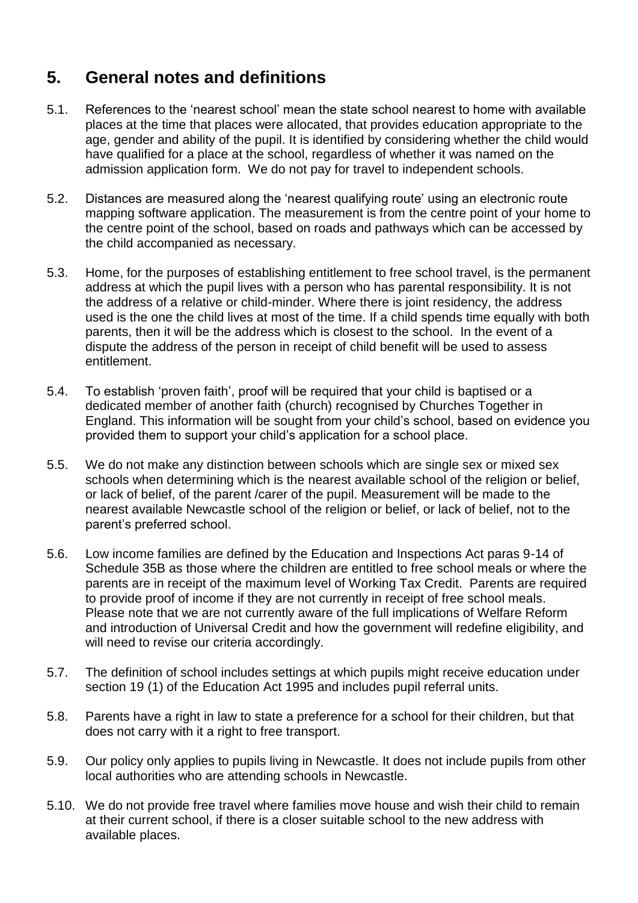## 5. General notes and definitions

5.1. References to the 'nearest school' mean the state school nearest to home with available places at the time that places were allocated, that provides education appropriate to the age, gender and ability of the pupil. It is identified by considering whether the child would have qualified for a place at the school, regardless of whether it was named on the admission application form. We do not pay for travel to independent schools.

5.2. Distances are measured along the 'nearest qualifying route' using an electronic route mapping software application. The measurement is from the centre point of your home to the centre point of the school, based on roads and pathways which can be accessed by the child accompanied as necessary.

5.3. Home, for the purposes of establishing entitlement to free school travel, is the permanent address at which the pupil lives with a person who has parental responsibility. It is not the address of a relative or child-minder. Where there is joint residency, the address used is the one the child lives at most of the time. If a child spends time equally with both parents, then it will be the address which is closest to the school. In the event of a dispute the address of the person in receipt of child benefit will be used to assess entitlement.

5.4. To establish 'proven faith', proof will be required that your child is baptised or a dedicated member of another faith (church) recognised by Churches Together in England. This information will be sought from your child's school, based on evidence you provided them to support your child's application for a school place.

5.5. We do not make any distinction between schools which are single sex or mixed sex schools when determining which is the nearest available school of the religion or belief, or lack of belief, of the parent /carer of the pupil. Measurement will be made to the nearest available Newcastle school of the religion or belief, or lack of belief, not to the parent's preferred school.

5.6. Low income families are defined by the Education and Inspections Act paras 9-14 of Schedule 35B as those where the children are entitled to free school meals or where the parents are in receipt of the maximum level of Working Tax Credit. Parents are required to provide proof of income if they are not currently in receipt of free school meals. Please note that we are not currently aware of the full implications of Welfare Reform and introduction of Universal Credit and how the government will redefine eligibility, and will need to revise our criteria accordingly.

5.7. The definition of school includes settings at which pupils might receive education under section 19 (1) of the Education Act 1995 and includes pupil referral units.

5.8. Parents have a right in law to state a preference for a school for their children, but that does not carry with it a right to free transport.

5.9. Our policy only applies to pupils living in Newcastle. It does not include pupils from other local authorities who are attending schools in Newcastle.

5.10. We do not provide free travel where families move house and wish their child to remain at their current school, if there is a closer suitable school to the new address with available places.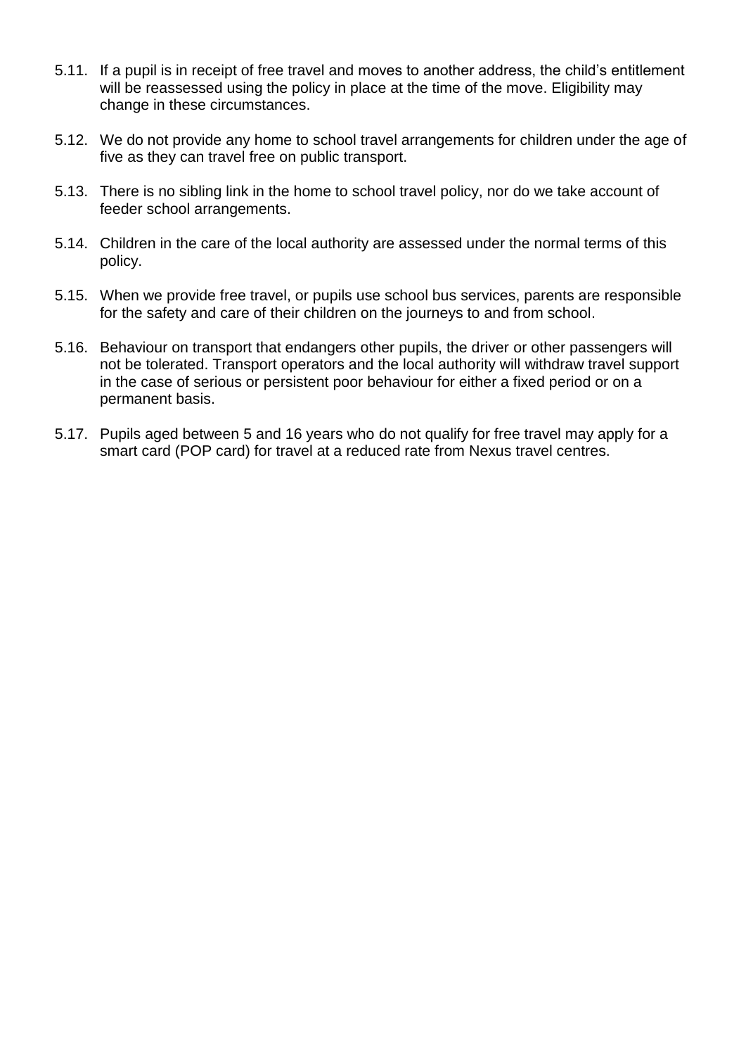5.11. If a pupil is in receipt of free travel and moves to another address, the child's entitlement will be reassessed using the policy in place at the time of the move. Eligibility may change in these circumstances.

5.12. We do not provide any home to school travel arrangements for children under the age of five as they can travel free on public transport.

5.13. There is no sibling link in the home to school travel policy, nor do we take account of feeder school arrangements.

5.14. Children in the care of the local authority are assessed under the normal terms of this policy.

5.15. When we provide free travel, or pupils use school bus services, parents are responsible for the safety and care of their children on the journeys to and from school.

5.16. Behaviour on transport that endangers other pupils, the driver or other passengers will not be tolerated. Transport operators and the local authority will withdraw travel support in the case of serious or persistent poor behaviour for either a fixed period or on a permanent basis.

5.17. Pupils aged between 5 and 16 years who do not qualify for free travel may apply for a smart card (POP card) for travel at a reduced rate from Nexus travel centres.